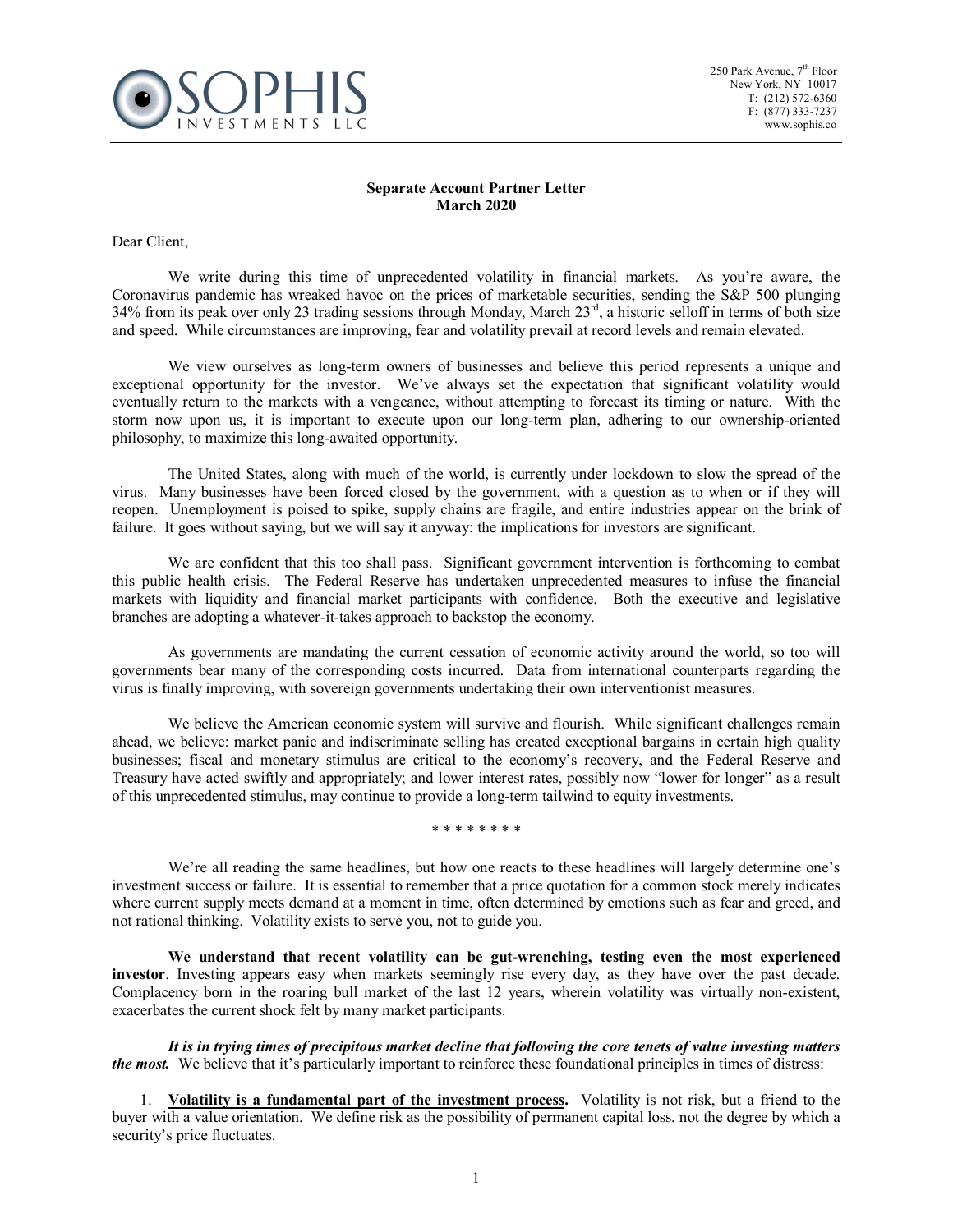SOPHIS INVESTMENTS LLC

250 Park Avenue, 7th Floor
New York, NY 10017
T: (212) 572-6360
F: (877) 333-7237
www.sophis.co

**Separate Account Partner Letter**
**March 2020**

Dear Client,

We write during this time of unprecedented volatility in financial markets. As you're aware, the Coronavirus pandemic has wreaked havoc on the prices of marketable securities, sending the S&P 500 plunging 34% from its peak over only 23 trading sessions through Monday, March 23rd, a historic selloff in terms of both size and speed. While circumstances are improving, fear and volatility prevail at record levels and remain elevated.

We view ourselves as long-term owners of businesses and believe this period represents a unique and exceptional opportunity for the investor. We've always set the expectation that significant volatility would eventually return to the markets with a vengeance, without attempting to forecast its timing or nature. With the storm now upon us, it is important to execute upon our long-term plan, adhering to our ownership-oriented philosophy, to maximize this long-awaited opportunity.

The United States, along with much of the world, is currently under lockdown to slow the spread of the virus. Many businesses have been forced closed by the government, with a question as to when or if they will reopen. Unemployment is poised to spike, supply chains are fragile, and entire industries appear on the brink of failure. It goes without saying, but we will say it anyway: the implications for investors are significant.

We are confident that this too shall pass. Significant government intervention is forthcoming to combat this public health crisis. The Federal Reserve has undertaken unprecedented measures to infuse the financial markets with liquidity and financial market participants with confidence. Both the executive and legislative branches are adopting a whatever-it-takes approach to backstop the economy.

As governments are mandating the current cessation of economic activity around the world, so too will governments bear many of the corresponding costs incurred. Data from international counterparts regarding the virus is finally improving, with sovereign governments undertaking their own interventionist measures.

We believe the American economic system will survive and flourish. While significant challenges remain ahead, we believe: market panic and indiscriminate selling has created exceptional bargains in certain high quality businesses; fiscal and monetary stimulus are critical to the economy's recovery, and the Federal Reserve and Treasury have acted swiftly and appropriately; and lower interest rates, possibly now "lower for longer" as a result of this unprecedented stimulus, may continue to provide a long-term tailwind to equity investments.

\* \* \* \* \* \* \* \*

We're all reading the same headlines, but how one reacts to these headlines will largely determine one's investment success or failure. It is essential to remember that a price quotation for a common stock merely indicates where current supply meets demand at a moment in time, often determined by emotions such as fear and greed, and not rational thinking. Volatility exists to serve you, not to guide you.

**We understand that recent volatility can be gut-wrenching, testing even the most experienced investor**. Investing appears easy when markets seemingly rise every day, as they have over the past decade. Complacency born in the roaring bull market of the last 12 years, wherein volatility was virtually non-existent, exacerbates the current shock felt by many market participants.

***It is in trying times of precipitous market decline that following the core tenets of value investing matters the most.*** We believe that it's particularly important to reinforce these foundational principles in times of distress:

1. **Volatility is a fundamental part of the investment process.** Volatility is not risk, but a friend to the buyer with a value orientation. We define risk as the possibility of permanent capital loss, not the degree by which a security's price fluctuates.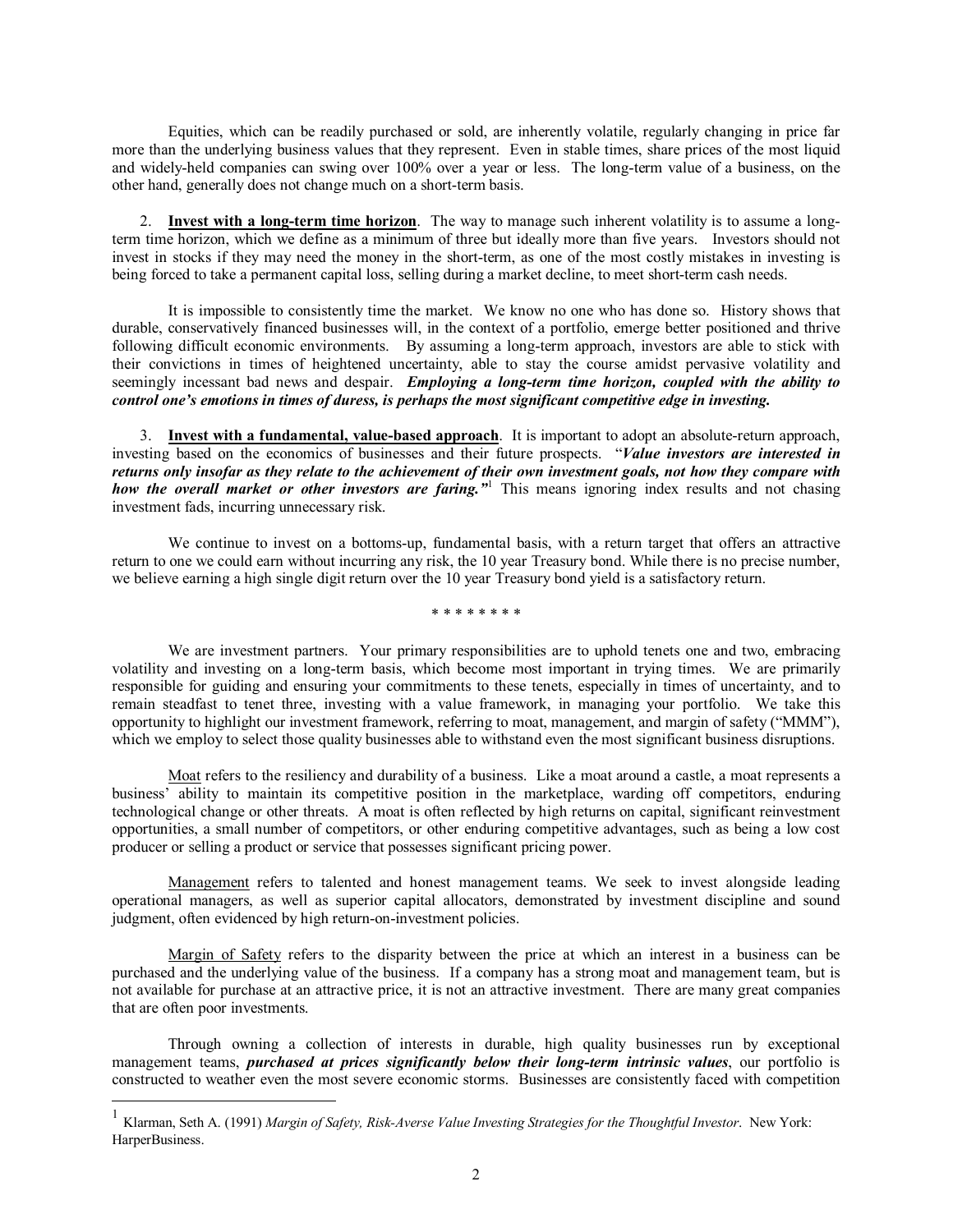Equities, which can be readily purchased or sold, are inherently volatile, regularly changing in price far more than the underlying business values that they represent. Even in stable times, share prices of the most liquid and widely-held companies can swing over 100% over a year or less. The long-term value of a business, on the other hand, generally does not change much on a short-term basis.

2. **Invest with a long-term time horizon**. The way to manage such inherent volatility is to assume a long-term time horizon, which we define as a minimum of three but ideally more than five years. Investors should not invest in stocks if they may need the money in the short-term, as one of the most costly mistakes in investing is being forced to take a permanent capital loss, selling during a market decline, to meet short-term cash needs.

It is impossible to consistently time the market. We know no one who has done so. History shows that durable, conservatively financed businesses will, in the context of a portfolio, emerge better positioned and thrive following difficult economic environments. By assuming a long-term approach, investors are able to stick with their convictions in times of heightened uncertainty, able to stay the course amidst pervasive volatility and seemingly incessant bad news and despair. ***Employing a long-term time horizon, coupled with the ability to control one's emotions in times of duress, is perhaps the most significant competitive edge in investing.***

3. **Invest with a fundamental, value-based approach**. It is important to adopt an absolute-return approach, investing based on the economics of businesses and their future prospects. "***Value investors are interested in returns only insofar as they relate to the achievement of their own investment goals, not how they compare with how the overall market or other investors are faring.***"[1] This means ignoring index results and not chasing investment fads, incurring unnecessary risk.

We continue to invest on a bottoms-up, fundamental basis, with a return target that offers an attractive return to one we could earn without incurring any risk, the 10 year Treasury bond. While there is no precise number, we believe earning a high single digit return over the 10 year Treasury bond yield is a satisfactory return.

\* \* \* \* \* \* \* \*

We are investment partners. Your primary responsibilities are to uphold tenets one and two, embracing volatility and investing on a long-term basis, which become most important in trying times. We are primarily responsible for guiding and ensuring your commitments to these tenets, especially in times of uncertainty, and to remain steadfast to tenet three, investing with a value framework, in managing your portfolio. We take this opportunity to highlight our investment framework, referring to moat, management, and margin of safety ("MMM"), which we employ to select those quality businesses able to withstand even the most significant business disruptions.

<u>Moat</u> refers to the resiliency and durability of a business. Like a moat around a castle, a moat represents a business' ability to maintain its competitive position in the marketplace, warding off competitors, enduring technological change or other threats. A moat is often reflected by high returns on capital, significant reinvestment opportunities, a small number of competitors, or other enduring competitive advantages, such as being a low cost producer or selling a product or service that possesses significant pricing power.

<u>Management</u> refers to talented and honest management teams. We seek to invest alongside leading operational managers, as well as superior capital allocators, demonstrated by investment discipline and sound judgment, often evidenced by high return-on-investment policies.

<u>Margin of Safety</u> refers to the disparity between the price at which an interest in a business can be purchased and the underlying value of the business. If a company has a strong moat and management team, but is not available for purchase at an attractive price, it is not an attractive investment. There are many great companies that are often poor investments.

Through owning a collection of interests in durable, high quality businesses run by exceptional management teams, ***purchased at prices significantly below their long-term intrinsic values***, our portfolio is constructed to weather even the most severe economic storms. Businesses are consistently faced with competition

---

[1] Klarman, Seth A. (1991) *Margin of Safety, Risk-Averse Value Investing Strategies for the Thoughtful Investor*. New York: HarperBusiness.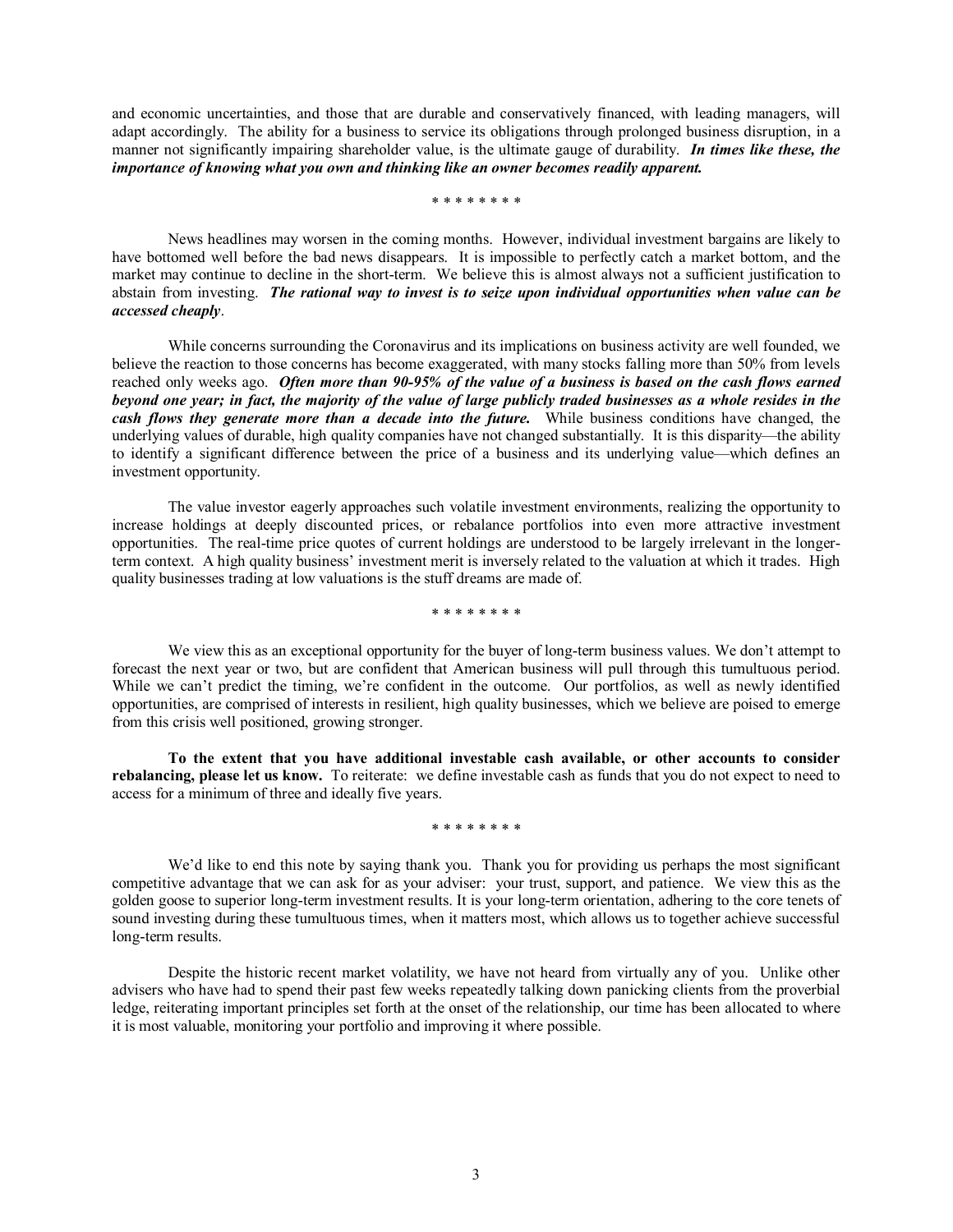and economic uncertainties, and those that are durable and conservatively financed, with leading managers, will adapt accordingly. The ability for a business to service its obligations through prolonged business disruption, in a manner not significantly impairing shareholder value, is the ultimate gauge of durability. ***In times like these, the importance of knowing what you own and thinking like an owner becomes readily apparent.***

\* \* \* \* \* \* \* \*

News headlines may worsen in the coming months. However, individual investment bargains are likely to have bottomed well before the bad news disappears. It is impossible to perfectly catch a market bottom, and the market may continue to decline in the short-term. We believe this is almost always not a sufficient justification to abstain from investing. ***The rational way to invest is to seize upon individual opportunities when value can be accessed cheaply***.

While concerns surrounding the Coronavirus and its implications on business activity are well founded, we believe the reaction to those concerns has become exaggerated, with many stocks falling more than 50% from levels reached only weeks ago. ***Often more than 90-95% of the value of a business is based on the cash flows earned beyond one year; in fact, the majority of the value of large publicly traded businesses as a whole resides in the cash flows they generate more than a decade into the future.*** While business conditions have changed, the underlying values of durable, high quality companies have not changed substantially. It is this disparity—the ability to identify a significant difference between the price of a business and its underlying value—which defines an investment opportunity.

The value investor eagerly approaches such volatile investment environments, realizing the opportunity to increase holdings at deeply discounted prices, or rebalance portfolios into even more attractive investment opportunities. The real-time price quotes of current holdings are understood to be largely irrelevant in the longer-term context. A high quality business' investment merit is inversely related to the valuation at which it trades. High quality businesses trading at low valuations is the stuff dreams are made of.

\* \* \* \* \* \* \* \*

We view this as an exceptional opportunity for the buyer of long-term business values. We don't attempt to forecast the next year or two, but are confident that American business will pull through this tumultuous period. While we can't predict the timing, we're confident in the outcome. Our portfolios, as well as newly identified opportunities, are comprised of interests in resilient, high quality businesses, which we believe are poised to emerge from this crisis well positioned, growing stronger.

**To the extent that you have additional investable cash available, or other accounts to consider rebalancing, please let us know.** To reiterate: we define investable cash as funds that you do not expect to need to access for a minimum of three and ideally five years.

\* \* \* \* \* \* \* \*

We'd like to end this note by saying thank you. Thank you for providing us perhaps the most significant competitive advantage that we can ask for as your adviser: your trust, support, and patience. We view this as the golden goose to superior long-term investment results. It is your long-term orientation, adhering to the core tenets of sound investing during these tumultuous times, when it matters most, which allows us to together achieve successful long-term results.

Despite the historic recent market volatility, we have not heard from virtually any of you. Unlike other advisers who have had to spend their past few weeks repeatedly talking down panicking clients from the proverbial ledge, reiterating important principles set forth at the onset of the relationship, our time has been allocated to where it is most valuable, monitoring your portfolio and improving it where possible.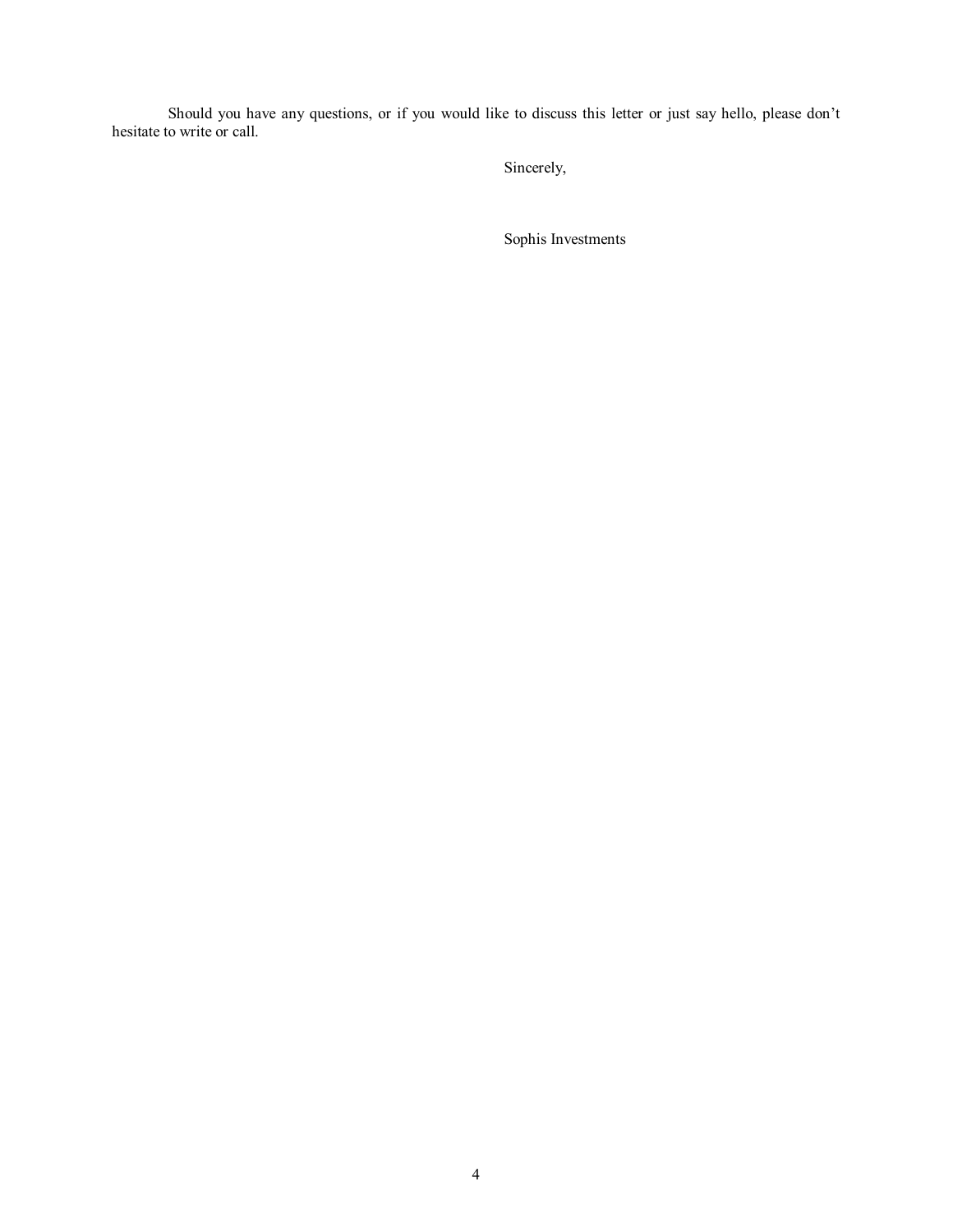Should you have any questions, or if you would like to discuss this letter or just say hello, please don't hesitate to write or call.

Sincerely,

Sophis Investments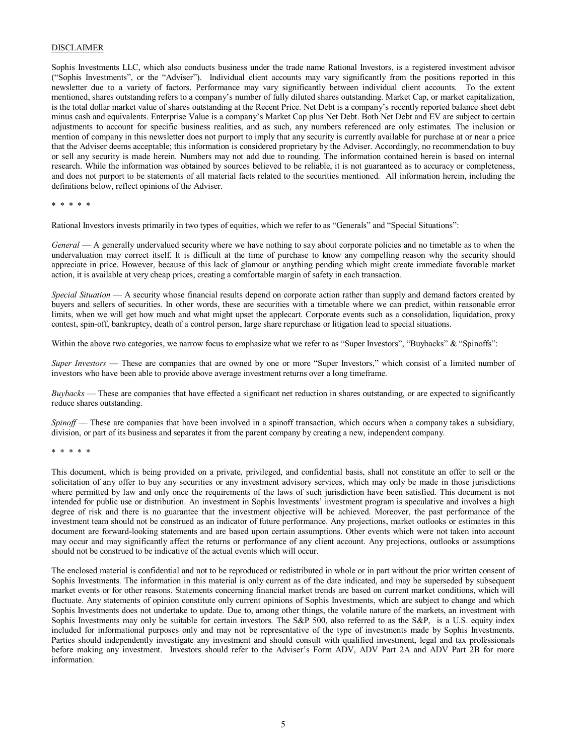DISCLAIMER

Sophis Investments LLC, which also conducts business under the trade name Rational Investors, is a registered investment advisor ("Sophis Investments", or the "Adviser"). Individual client accounts may vary significantly from the positions reported in this newsletter due to a variety of factors. Performance may vary significantly between individual client accounts. To the extent mentioned, shares outstanding refers to a company's number of fully diluted shares outstanding. Market Cap, or market capitalization, is the total dollar market value of shares outstanding at the Recent Price. Net Debt is a company's recently reported balance sheet debt minus cash and equivalents. Enterprise Value is a company's Market Cap plus Net Debt. Both Net Debt and EV are subject to certain adjustments to account for specific business realities, and as such, any numbers referenced are only estimates. The inclusion or mention of company in this newsletter does not purport to imply that any security is currently available for purchase at or near a price that the Adviser deems acceptable; this information is considered proprietary by the Adviser. Accordingly, no recommendation to buy or sell any security is made herein. Numbers may not add due to rounding. The information contained herein is based on internal research. While the information was obtained by sources believed to be reliable, it is not guaranteed as to accuracy or completeness, and does not purport to be statements of all material facts related to the securities mentioned. All information herein, including the definitions below, reflect opinions of the Adviser.

\* \* \* \* \*

Rational Investors invests primarily in two types of equities, which we refer to as "Generals" and "Special Situations":

*General* — A generally undervalued security where we have nothing to say about corporate policies and no timetable as to when the undervaluation may correct itself. It is difficult at the time of purchase to know any compelling reason why the security should appreciate in price. However, because of this lack of glamour or anything pending which might create immediate favorable market action, it is available at very cheap prices, creating a comfortable margin of safety in each transaction.

*Special Situation* — A security whose financial results depend on corporate action rather than supply and demand factors created by buyers and sellers of securities. In other words, these are securities with a timetable where we can predict, within reasonable error limits, when we will get how much and what might upset the applecart. Corporate events such as a consolidation, liquidation, proxy contest, spin-off, bankruptcy, death of a control person, large share repurchase or litigation lead to special situations.

Within the above two categories, we narrow focus to emphasize what we refer to as "Super Investors", "Buybacks" & "Spinoffs":

*Super Investors* — These are companies that are owned by one or more "Super Investors," which consist of a limited number of investors who have been able to provide above average investment returns over a long timeframe.

*Buybacks* — These are companies that have effected a significant net reduction in shares outstanding, or are expected to significantly reduce shares outstanding.

*Spinoff* — These are companies that have been involved in a spinoff transaction, which occurs when a company takes a subsidiary, division, or part of its business and separates it from the parent company by creating a new, independent company.

\* \* \* \* \*

This document, which is being provided on a private, privileged, and confidential basis, shall not constitute an offer to sell or the solicitation of any offer to buy any securities or any investment advisory services, which may only be made in those jurisdictions where permitted by law and only once the requirements of the laws of such jurisdiction have been satisfied. This document is not intended for public use or distribution. An investment in Sophis Investments' investment program is speculative and involves a high degree of risk and there is no guarantee that the investment objective will be achieved. Moreover, the past performance of the investment team should not be construed as an indicator of future performance. Any projections, market outlooks or estimates in this document are forward-looking statements and are based upon certain assumptions. Other events which were not taken into account may occur and may significantly affect the returns or performance of any client account. Any projections, outlooks or assumptions should not be construed to be indicative of the actual events which will occur.

The enclosed material is confidential and not to be reproduced or redistributed in whole or in part without the prior written consent of Sophis Investments. The information in this material is only current as of the date indicated, and may be superseded by subsequent market events or for other reasons. Statements concerning financial market trends are based on current market conditions, which will fluctuate. Any statements of opinion constitute only current opinions of Sophis Investments, which are subject to change and which Sophis Investments does not undertake to update. Due to, among other things, the volatile nature of the markets, an investment with Sophis Investments may only be suitable for certain investors. The S&P 500, also referred to as the S&P, is a U.S. equity index included for informational purposes only and may not be representative of the type of investments made by Sophis Investments. Parties should independently investigate any investment and should consult with qualified investment, legal and tax professionals before making any investment. Investors should refer to the Adviser's Form ADV, ADV Part 2A and ADV Part 2B for more information.